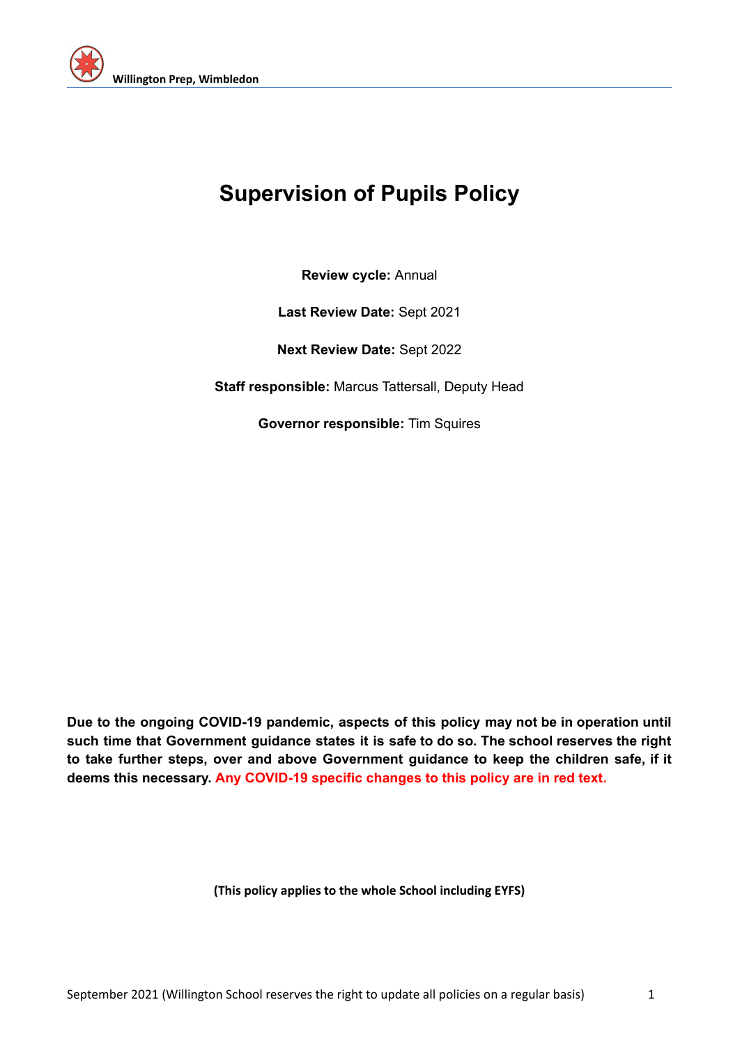# Supervision of Pupils Policy

**Review cycle:** Annual

**Last Review Date:** Sept 2021

**Next Review Date:** Sept 2022

**Staff responsible:** Marcus Tattersall, Deputy Head

**Governor responsible:** Tim Squires

**Due to the ongoing COVID-19 pandemic, aspects of this policy may not be in operation until such time that Government guidance states it is safe to do so. The school reserves the right to take further steps, over and above Government guidance to keep the children safe, if it deems this necessary. Any COVID-19 specific changes to this policy are in red text.**

**(This policy applies to the whole School including EYFS)**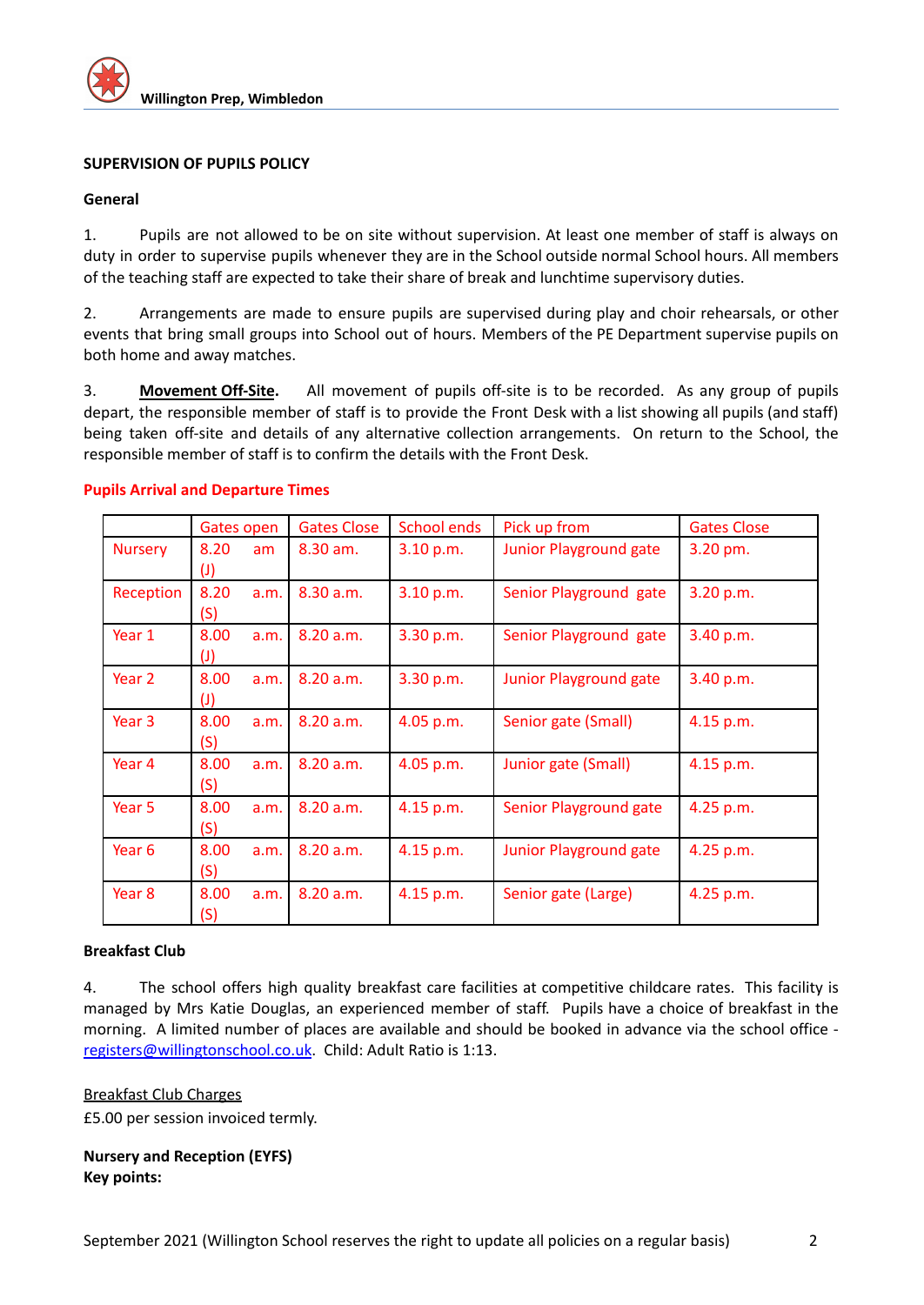**SUPERVISION OF PUPILS POLICY**

**General**

1. Pupils are not allowed to be on site without supervision. At least one member of staff is always on duty in order to supervise pupils whenever they are in the School outside normal School hours. All members of the teaching staff are expected to take their share of break and lunchtime supervisory duties.

2. Arrangements are made to ensure pupils are supervised during play and choir rehearsals, or other events that bring small groups into School out of hours. Members of the PE Department supervise pupils on both home and away matches.

3. **Movement Off-Site.** All movement of pupils off-site is to be recorded. As any group of pupils depart, the responsible member of staff is to provide the Front Desk with a list showing all pupils (and staff) being taken off-site and details of any alternative collection arrangements. On return to the School, the responsible member of staff is to confirm the details with the Front Desk.

**Pupils Arrival and Departure Times**

| | Gates open | Gates Close | School ends | Pick up from | Gates Close |
|---|---|---|---|---|---|
| Nursery | 8.20 am (J) | 8.30 am. | 3.10 p.m. | Junior Playground gate | 3.20 pm. |
| Reception | 8.20 a.m. (S) | 8.30 a.m. | 3.10 p.m. | Senior Playground gate | 3.20 p.m. |
| Year 1 | 8.00 a.m. (J) | 8.20 a.m. | 3.30 p.m. | Senior Playground gate | 3.40 p.m. |
| Year 2 | 8.00 a.m. (J) | 8.20 a.m. | 3.30 p.m. | Junior Playground gate | 3.40 p.m. |
| Year 3 | 8.00 a.m. (S) | 8.20 a.m. | 4.05 p.m. | Senior gate (Small) | 4.15 p.m. |
| Year 4 | 8.00 a.m. (S) | 8.20 a.m. | 4.05 p.m. | Junior gate (Small) | 4.15 p.m. |
| Year 5 | 8.00 a.m. (S) | 8.20 a.m. | 4.15 p.m. | Senior Playground gate | 4.25 p.m. |
| Year 6 | 8.00 a.m. (S) | 8.20 a.m. | 4.15 p.m. | Junior Playground gate | 4.25 p.m. |
| Year 8 | 8.00 a.m. (S) | 8.20 a.m. | 4.15 p.m. | Senior gate (Large) | 4.25 p.m. |

**Breakfast Club**

4. The school offers high quality breakfast care facilities at competitive childcare rates. This facility is managed by Mrs Katie Douglas, an experienced member of staff. Pupils have a choice of breakfast in the morning. A limited number of places are available and should be booked in advance via the school office - registers@willingtonschool.co.uk. Child: Adult Ratio is 1:13.

Breakfast Club Charges

£5.00 per session invoiced termly.

**Nursery and Reception (EYFS)**
**Key points:**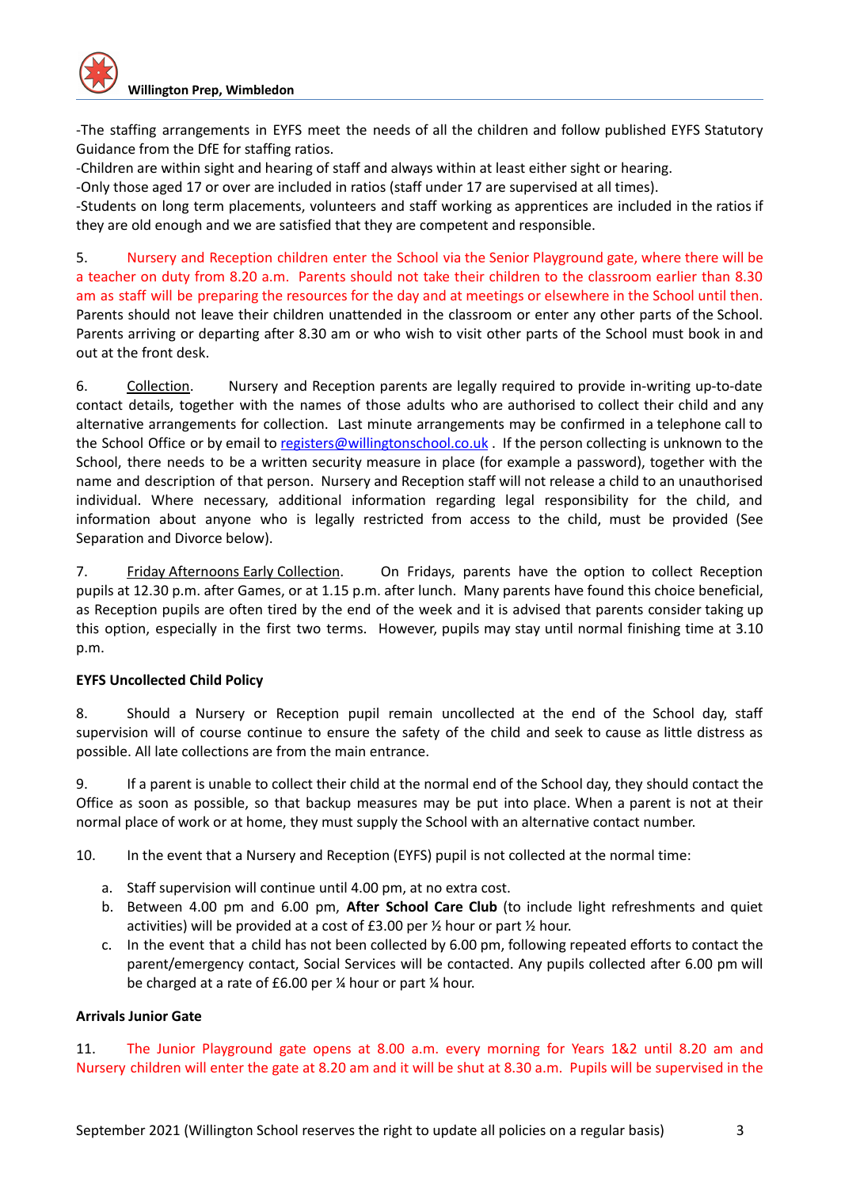-The staffing arrangements in EYFS meet the needs of all the children and follow published EYFS Statutory Guidance from the DfE for staffing ratios.

-Children are within sight and hearing of staff and always within at least either sight or hearing.

-Only those aged 17 or over are included in ratios (staff under 17 are supervised at all times).

-Students on long term placements, volunteers and staff working as apprentices are included in the ratios if they are old enough and we are satisfied that they are competent and responsible.

5. Nursery and Reception children enter the School via the Senior Playground gate, where there will be a teacher on duty from 8.20 a.m. Parents should not take their children to the classroom earlier than 8.30 am as staff will be preparing the resources for the day and at meetings or elsewhere in the School until then. Parents should not leave their children unattended in the classroom or enter any other parts of the School. Parents arriving or departing after 8.30 am or who wish to visit other parts of the School must book in and out at the front desk.

6. Collection. Nursery and Reception parents are legally required to provide in-writing up-to-date contact details, together with the names of those adults who are authorised to collect their child and any alternative arrangements for collection. Last minute arrangements may be confirmed in a telephone call to the School Office or by email to registers@willingtonschool.co.uk . If the person collecting is unknown to the School, there needs to be a written security measure in place (for example a password), together with the name and description of that person. Nursery and Reception staff will not release a child to an unauthorised individual. Where necessary, additional information regarding legal responsibility for the child, and information about anyone who is legally restricted from access to the child, must be provided (See Separation and Divorce below).

7. Friday Afternoons Early Collection. On Fridays, parents have the option to collect Reception pupils at 12.30 p.m. after Games, or at 1.15 p.m. after lunch. Many parents have found this choice beneficial, as Reception pupils are often tired by the end of the week and it is advised that parents consider taking up this option, especially in the first two terms. However, pupils may stay until normal finishing time at 3.10 p.m.

**EYFS Uncollected Child Policy**

8. Should a Nursery or Reception pupil remain uncollected at the end of the School day, staff supervision will of course continue to ensure the safety of the child and seek to cause as little distress as possible. All late collections are from the main entrance.

9. If a parent is unable to collect their child at the normal end of the School day, they should contact the Office as soon as possible, so that backup measures may be put into place. When a parent is not at their normal place of work or at home, they must supply the School with an alternative contact number.

10. In the event that a Nursery and Reception (EYFS) pupil is not collected at the normal time:

a. Staff supervision will continue until 4.00 pm, at no extra cost.

b. Between 4.00 pm and 6.00 pm, **After School Care Club** (to include light refreshments and quiet activities) will be provided at a cost of £3.00 per ½ hour or part ½ hour.

c. In the event that a child has not been collected by 6.00 pm, following repeated efforts to contact the parent/emergency contact, Social Services will be contacted. Any pupils collected after 6.00 pm will be charged at a rate of £6.00 per ¼ hour or part ¼ hour.

**Arrivals Junior Gate**

11. The Junior Playground gate opens at 8.00 a.m. every morning for Years 1&2 until 8.20 am and Nursery children will enter the gate at 8.20 am and it will be shut at 8.30 a.m. Pupils will be supervised in the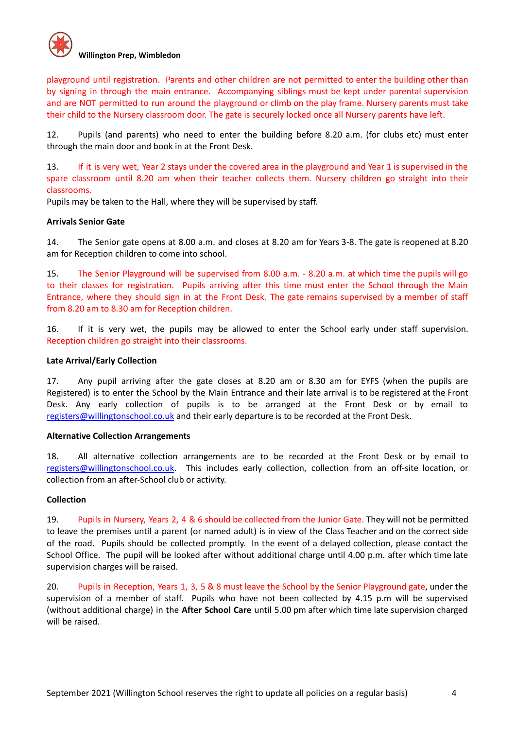playground until registration. Parents and other children are not permitted to enter the building other than by signing in through the main entrance. Accompanying siblings must be kept under parental supervision and are NOT permitted to run around the playground or climb on the play frame. Nursery parents must take their child to the Nursery classroom door. The gate is securely locked once all Nursery parents have left.

12. Pupils (and parents) who need to enter the building before 8.20 a.m. (for clubs etc) must enter through the main door and book in at the Front Desk.

13. If it is very wet, Year 2 stays under the covered area in the playground and Year 1 is supervised in the spare classroom until 8.20 am when their teacher collects them. Nursery children go straight into their classrooms.
Pupils may be taken to the Hall, where they will be supervised by staff.

**Arrivals Senior Gate**

14. The Senior gate opens at 8.00 a.m. and closes at 8.20 am for Years 3-8. The gate is reopened at 8.20 am for Reception children to come into school.

15. The Senior Playground will be supervised from 8.00 a.m. - 8.20 a.m. at which time the pupils will go to their classes for registration. Pupils arriving after this time must enter the School through the Main Entrance, where they should sign in at the Front Desk. The gate remains supervised by a member of staff from 8.20 am to 8.30 am for Reception children.

16. If it is very wet, the pupils may be allowed to enter the School early under staff supervision. Reception children go straight into their classrooms.

**Late Arrival/Early Collection**

17. Any pupil arriving after the gate closes at 8.20 am or 8.30 am for EYFS (when the pupils are Registered) is to enter the School by the Main Entrance and their late arrival is to be registered at the Front Desk. Any early collection of pupils is to be arranged at the Front Desk or by email to registers@willingtonschool.co.uk and their early departure is to be recorded at the Front Desk.

**Alternative Collection Arrangements**

18. All alternative collection arrangements are to be recorded at the Front Desk or by email to registers@willingtonschool.co.uk. This includes early collection, collection from an off-site location, or collection from an after-School club or activity.

**Collection**

19. Pupils in Nursery, Years 2, 4 & 6 should be collected from the Junior Gate. They will not be permitted to leave the premises until a parent (or named adult) is in view of the Class Teacher and on the correct side of the road. Pupils should be collected promptly. In the event of a delayed collection, please contact the School Office. The pupil will be looked after without additional charge until 4.00 p.m. after which time late supervision charges will be raised.

20. Pupils in Reception, Years 1, 3, 5 & 8 must leave the School by the Senior Playground gate, under the supervision of a member of staff. Pupils who have not been collected by 4.15 p.m will be supervised (without additional charge) in the **After School Care** until 5.00 pm after which time late supervision charged will be raised.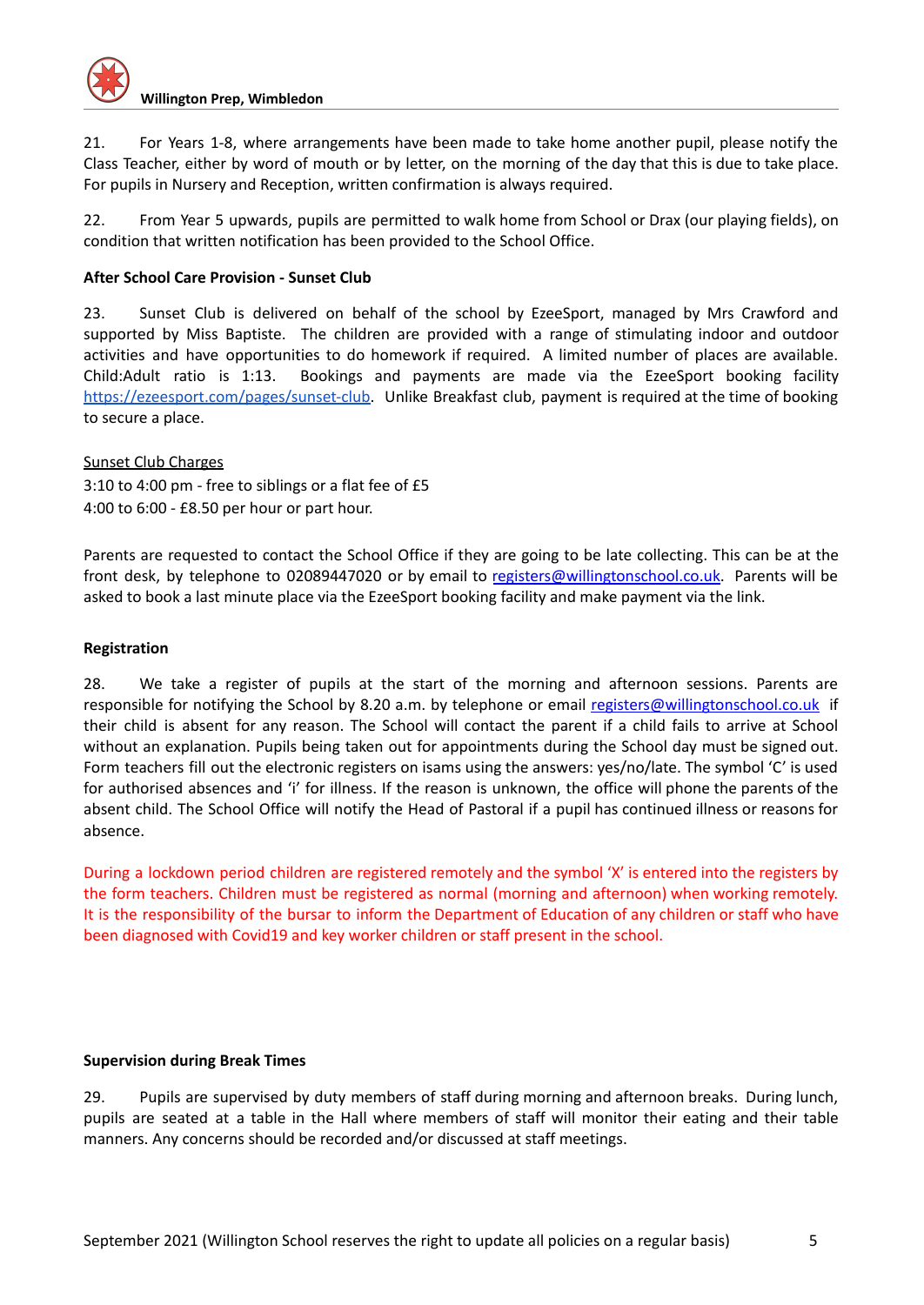21. For Years 1-8, where arrangements have been made to take home another pupil, please notify the Class Teacher, either by word of mouth or by letter, on the morning of the day that this is due to take place. For pupils in Nursery and Reception, written confirmation is always required.

22. From Year 5 upwards, pupils are permitted to walk home from School or Drax (our playing fields), on condition that written notification has been provided to the School Office.

**After School Care Provision - Sunset Club**

23. Sunset Club is delivered on behalf of the school by EzeeSport, managed by Mrs Crawford and supported by Miss Baptiste. The children are provided with a range of stimulating indoor and outdoor activities and have opportunities to do homework if required. A limited number of places are available. Child:Adult ratio is 1:13. Bookings and payments are made via the EzeeSport booking facility https://ezeesport.com/pages/sunset-club. Unlike Breakfast club, payment is required at the time of booking to secure a place.

Sunset Club Charges

3:10 to 4:00 pm - free to siblings or a flat fee of £5

4:00 to 6:00 - £8.50 per hour or part hour.

Parents are requested to contact the School Office if they are going to be late collecting. This can be at the front desk, by telephone to 02089447020 or by email to registers@willingtonschool.co.uk. Parents will be asked to book a last minute place via the EzeeSport booking facility and make payment via the link.

**Registration**

28. We take a register of pupils at the start of the morning and afternoon sessions. Parents are responsible for notifying the School by 8.20 a.m. by telephone or email registers@willingtonschool.co.uk if their child is absent for any reason. The School will contact the parent if a child fails to arrive at School without an explanation. Pupils being taken out for appointments during the School day must be signed out. Form teachers fill out the electronic registers on isams using the answers: yes/no/late. The symbol 'C' is used for authorised absences and 'i' for illness. If the reason is unknown, the office will phone the parents of the absent child. The School Office will notify the Head of Pastoral if a pupil has continued illness or reasons for absence.

During a lockdown period children are registered remotely and the symbol 'X' is entered into the registers by the form teachers. Children must be registered as normal (morning and afternoon) when working remotely. It is the responsibility of the bursar to inform the Department of Education of any children or staff who have been diagnosed with Covid19 and key worker children or staff present in the school.

**Supervision during Break Times**

29. Pupils are supervised by duty members of staff during morning and afternoon breaks. During lunch, pupils are seated at a table in the Hall where members of staff will monitor their eating and their table manners. Any concerns should be recorded and/or discussed at staff meetings.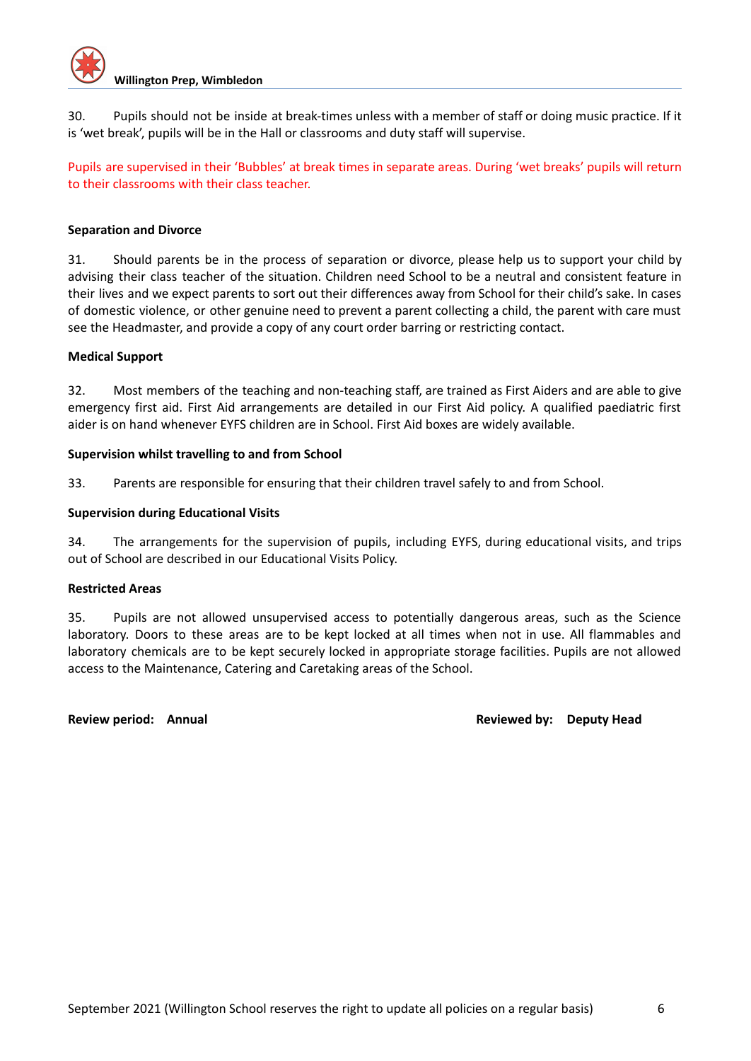30. Pupils should not be inside at break-times unless with a member of staff or doing music practice. If it is 'wet break', pupils will be in the Hall or classrooms and duty staff will supervise.

Pupils are supervised in their 'Bubbles' at break times in separate areas. During 'wet breaks' pupils will return to their classrooms with their class teacher.

**Separation and Divorce**

31. Should parents be in the process of separation or divorce, please help us to support your child by advising their class teacher of the situation. Children need School to be a neutral and consistent feature in their lives and we expect parents to sort out their differences away from School for their child's sake. In cases of domestic violence, or other genuine need to prevent a parent collecting a child, the parent with care must see the Headmaster, and provide a copy of any court order barring or restricting contact.

**Medical Support**

32. Most members of the teaching and non-teaching staff, are trained as First Aiders and are able to give emergency first aid. First Aid arrangements are detailed in our First Aid policy. A qualified paediatric first aider is on hand whenever EYFS children are in School. First Aid boxes are widely available.

**Supervision whilst travelling to and from School**

33. Parents are responsible for ensuring that their children travel safely to and from School.

**Supervision during Educational Visits**

34. The arrangements for the supervision of pupils, including EYFS, during educational visits, and trips out of School are described in our Educational Visits Policy.

**Restricted Areas**

35. Pupils are not allowed unsupervised access to potentially dangerous areas, such as the Science laboratory. Doors to these areas are to be kept locked at all times when not in use. All flammables and laboratory chemicals are to be kept securely locked in appropriate storage facilities. Pupils are not allowed access to the Maintenance, Catering and Caretaking areas of the School.

**Review period: Annual** **Reviewed by: Deputy Head**

September 2021 (Willington School reserves the right to update all policies on a regular basis)